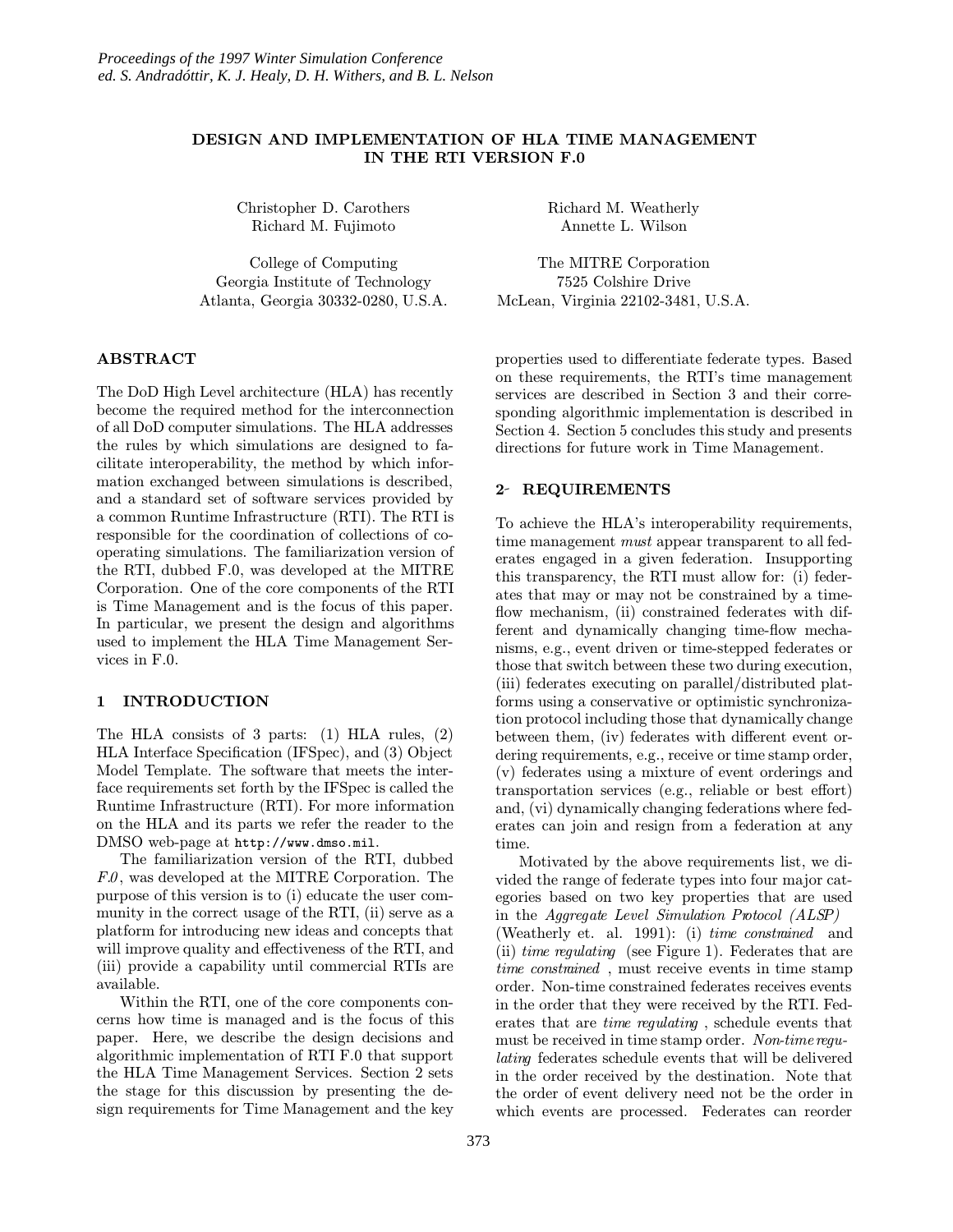# DESIGN AND IMPLEMENTATION OF HLA TIME MANAGEMENT IN THE RTI VERSION F.0

Christopher D. Carothers
Richard M. Fujimoto

College of Computing
Georgia Institute of Technology
Atlanta, Georgia 30332-0280, U.S.A.

Richard M. Weatherly
Annette L. Wilson

The MITRE Corporation
7525 Colshire Drive
McLean, Virginia 22102-3481, U.S.A.

## ABSTRACT

The DoD High Level architecture (HLA) has recently become the required method for the interconnection of all DoD computer simulations. The HLA addresses the rules by which simulations are designed to facilitate interoperability, the method by which information exchanged between simulations is described, and a standard set of software services provided by a common Runtime Infrastructure (RTI). The RTI is responsible for the coordination of collections of cooperating simulations. The familiarization version of the RTI, dubbed F.0, was developed at the MITRE Corporation. One of the core components of the RTI is Time Management and is the focus of this paper. In particular, we present the design and algorithms used to implement the HLA Time Management Services in F.0.

## 1 INTRODUCTION

The HLA consists of 3 parts: (1) HLA rules, (2) HLA Interface Specification (IFSpec), and (3) Object Model Template. The software that meets the interface requirements set forth by the IFSpec is called the Runtime Infrastructure (RTI). For more information on the HLA and its parts we refer the reader to the DMSO web-page at `http://www.dmso.mil`.

The familiarization version of the RTI, dubbed *F.0*, was developed at the MITRE Corporation. The purpose of this version is to (i) educate the user community in the correct usage of the RTI, (ii) serve as a platform for introducing new ideas and concepts that will improve quality and effectiveness of the RTI, and (iii) provide a capability until commercial RTIs are available.

Within the RTI, one of the core components concerns how time is managed and is the focus of this paper. Here, we describe the design decisions and algorithmic implementation of RTI F.0 that support the HLA Time Management Services. Section 2 sets the stage for this discussion by presenting the design requirements for Time Management and the key properties used to differentiate federate types. Based on these requirements, the RTI's time management services are described in Section 3 and their corresponding algorithmic implementation is described in Section 4. Section 5 concludes this study and presents directions for future work in Time Management.

## 2 REQUIREMENTS

To achieve the HLA's interoperability requirements, time management *must* appear transparent to all federates engaged in a given federation. Insupporting this transparency, the RTI must allow for: (i) federates that may or may not be constrained by a time-flow mechanism, (ii) constrained federates with different and dynamically changing time-flow mechanisms, e.g., event driven or time-stepped federates or those that switch between these two during execution, (iii) federates executing on parallel/distributed platforms using a conservative or optimistic synchronization protocol including those that dynamically change between them, (iv) federates with different event ordering requirements, e.g., receive or time stamp order, (v) federates using a mixture of event orderings and transportation services (e.g., reliable or best effort) and, (vi) dynamically changing federations where federates can join and resign from a federation at any time.

Motivated by the above requirements list, we divided the range of federate types into four major categories based on two key properties that are used in the *Aggregate Level Simulation Protocol (ALSP)* (Weatherly et. al. 1991): (i) *time constrained* and (ii) *time regulating* (see Figure 1). Federates that are *time constrained* , must receive events in time stamp order. Non-time constrained federates receives events in the order that they were received by the RTI. Federates that are *time regulating* , schedule events that must be received in time stamp order. *Non-time regulating* federates schedule events that will be delivered in the order received by the destination. Note that the order of event delivery need not be the order in which events are processed. Federates can reorder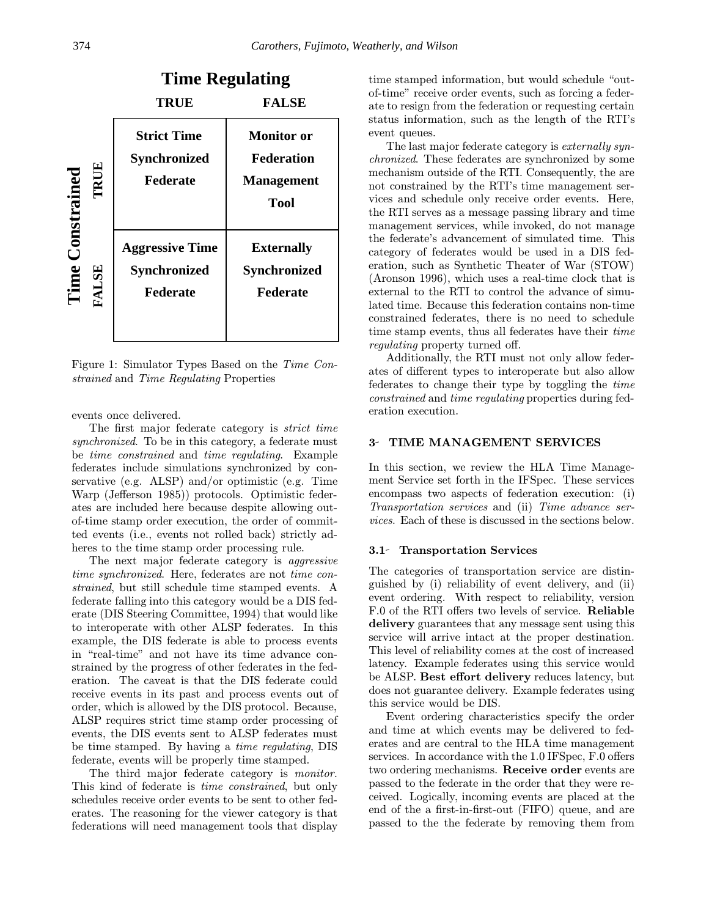**Time Regulating**

| | | TRUE | FALSE |
|---|---|---|---|
| **Time Constrained** | **TRUE** | **Strict Time Synchronized Federate** | **Monitor or Federation Management Tool** |
| | **FALSE** | **Aggressive Time Synchronized Federate** | **Externally Synchronized Federate** |

Figure 1: Simulator Types Based on the *Time Constrained* and *Time Regulating* Properties

events once delivered.

The first major federate category is *strict time synchronized*. To be in this category, a federate must be *time constrained* and *time regulating*. Example federates include simulations synchronized by conservative (e.g. ALSP) and/or optimistic (e.g. Time Warp (Jefferson 1985)) protocols. Optimistic federates are included here because despite allowing out-of-time stamp order execution, the order of committed events (i.e., events not rolled back) strictly adheres to the time stamp order processing rule.

The next major federate category is *aggressive time synchronized*. Here, federates are not *time constrained*, but still schedule time stamped events. A federate falling into this category would be a DIS federate (DIS Steering Committee, 1994) that would like to interoperate with other ALSP federates. In this example, the DIS federate is able to process events in "real-time" and not have its time advance constrained by the progress of other federates in the federation. The caveat is that the DIS federate could receive events in its past and process events out of order, which is allowed by the DIS protocol. Because, ALSP requires strict time stamp order processing of events, the DIS events sent to ALSP federates must be time stamped. By having a *time regulating*, DIS federate, events will be properly time stamped.

The third major federate category is *monitor*. This kind of federate is *time constrained*, but only schedules receive order events to be sent to other federates. The reasoning for the viewer category is that federations will need management tools that display time stamped information, but would schedule "out-of-time" receive order events, such as forcing a federate to resign from the federation or requesting certain status information, such as the length of the RTI's event queues.

The last major federate category is *externally synchronized*. These federates are synchronized by some mechanism outside of the RTI. Consequently, the are not constrained by the RTI's time management services and schedule only receive order events. Here, the RTI serves as a message passing library and time management services, while invoked, do not manage the federate's advancement of simulated time. This category of federates would be used in a DIS federation, such as Synthetic Theater of War (STOW) (Aronson 1996), which uses a real-time clock that is external to the RTI to control the advance of simulated time. Because this federation contains non-time constrained federates, there is no need to schedule time stamp events, thus all federates have their *time regulating* property turned off.

Additionally, the RTI must not only allow federates of different types to interoperate but also allow federates to change their type by toggling the *time constrained* and *time regulating* properties during federation execution.

## 3 TIME MANAGEMENT SERVICES

In this section, we review the HLA Time Management Service set forth in the IFSpec. These services encompass two aspects of federation execution: (i) *Transportation services* and (ii) *Time advance services*. Each of these is discussed in the sections below.

### 3.1 Transportation Services

The categories of transportation service are distinguished by (i) reliability of event delivery, and (ii) event ordering. With respect to reliability, version F.0 of the RTI offers two levels of service. **Reliable delivery** guarantees that any message sent using this service will arrive intact at the proper destination. This level of reliability comes at the cost of increased latency. Example federates using this service would be ALSP. **Best effort delivery** reduces latency, but does not guarantee delivery. Example federates using this service would be DIS.

Event ordering characteristics specify the order and time at which events may be delivered to federates and are central to the HLA time management services. In accordance with the 1.0 IFSpec, F.0 offers two ordering mechanisms. **Receive order** events are passed to the federate in the order that they were received. Logically, incoming events are placed at the end of the a first-in-first-out (FIFO) queue, and are passed to the the federate by removing them from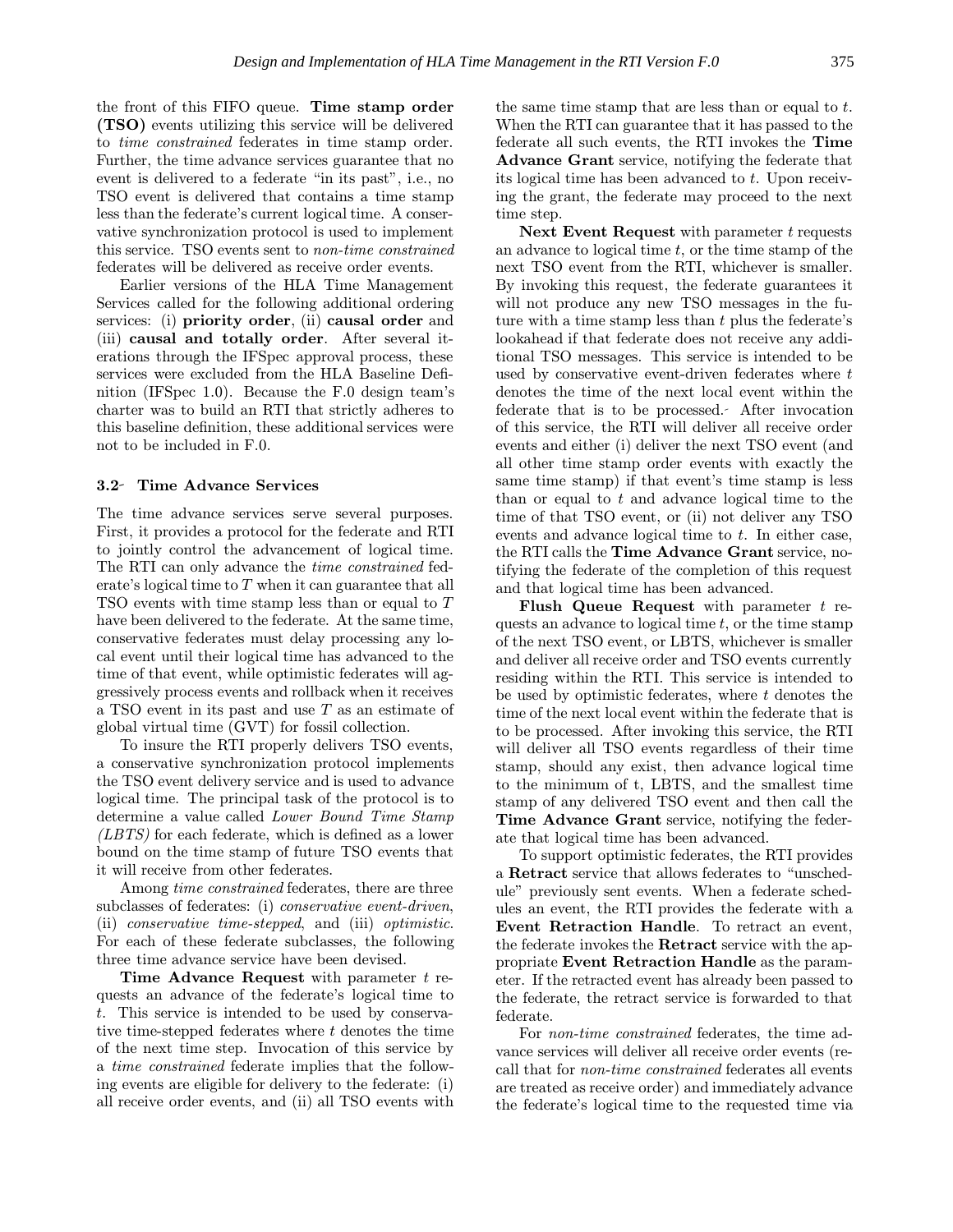the front of this FIFO queue. **Time stamp order (TSO)** events utilizing this service will be delivered to *time constrained* federates in time stamp order. Further, the time advance services guarantee that no event is delivered to a federate "in its past", i.e., no TSO event is delivered that contains a time stamp less than the federate's current logical time. A conservative synchronization protocol is used to implement this service. TSO events sent to *non-time constrained* federates will be delivered as receive order events.

Earlier versions of the HLA Time Management Services called for the following additional ordering services: (i) **priority order**, (ii) **causal order** and (iii) **causal and totally order**. After several iterations through the IFSpec approval process, these services were excluded from the HLA Baseline Definition (IFSpec 1.0). Because the F.0 design team's charter was to build an RTI that strictly adheres to this baseline definition, these additional services were not to be included in F.0.

### 3.2 Time Advance Services

The time advance services serve several purposes. First, it provides a protocol for the federate and RTI to jointly control the advancement of logical time. The RTI can only advance the *time constrained* federate's logical time to $T$ when it can guarantee that all TSO events with time stamp less than or equal to $T$ have been delivered to the federate. At the same time, conservative federates must delay processing any local event until their logical time has advanced to the time of that event, while optimistic federates will aggressively process events and rollback when it receives a TSO event in its past and use $T$ as an estimate of global virtual time (GVT) for fossil collection.

To insure the RTI properly delivers TSO events, a conservative synchronization protocol implements the TSO event delivery service and is used to advance logical time. The principal task of the protocol is to determine a value called *Lower Bound Time Stamp (LBTS)* for each federate, which is defined as a lower bound on the time stamp of future TSO events that it will receive from other federates.

Among *time constrained* federates, there are three subclasses of federates: (i) *conservative event-driven*, (ii) *conservative time-stepped*, and (iii) *optimistic*. For each of these federate subclasses, the following three time advance service have been devised.

**Time Advance Request** with parameter $t$ requests an advance of the federate's logical time to $t$. This service is intended to be used by conservative time-stepped federates where $t$ denotes the time of the next time step. Invocation of this service by a *time constrained* federate implies that the following events are eligible for delivery to the federate: (i) all receive order events, and (ii) all TSO events with the same time stamp that are less than or equal to $t$. When the RTI can guarantee that it has passed to the federate all such events, the RTI invokes the **Time Advance Grant** service, notifying the federate that its logical time has been advanced to $t$. Upon receiving the grant, the federate may proceed to the next time step.

**Next Event Request** with parameter $t$ requests an advance to logical time $t$, or the time stamp of the next TSO event from the RTI, whichever is smaller. By invoking this request, the federate guarantees it will not produce any new TSO messages in the future with a time stamp less than $t$ plus the federate's lookahead if that federate does not receive any additional TSO messages. This service is intended to be used by conservative event-driven federates where $t$ denotes the time of the next local event within the federate that is to be processed. After invocation of this service, the RTI will deliver all receive order events and either (i) deliver the next TSO event (and all other time stamp order events with exactly the same time stamp) if that event's time stamp is less than or equal to $t$ and advance logical time to the time of that TSO event, or (ii) not deliver any TSO events and advance logical time to $t$. In either case, the RTI calls the **Time Advance Grant** service, notifying the federate of the completion of this request and that logical time has been advanced.

**Flush Queue Request** with parameter $t$ requests an advance to logical time $t$, or the time stamp of the next TSO event, or LBTS, whichever is smaller and deliver all receive order and TSO events currently residing within the RTI. This service is intended to be used by optimistic federates, where $t$ denotes the time of the next local event within the federate that is to be processed. After invoking this service, the RTI will deliver all TSO events regardless of their time stamp, should any exist, then advance logical time to the minimum of t, LBTS, and the smallest time stamp of any delivered TSO event and then call the **Time Advance Grant** service, notifying the federate that logical time has been advanced.

To support optimistic federates, the RTI provides a **Retract** service that allows federates to "unschedule" previously sent events. When a federate schedules an event, the RTI provides the federate with a **Event Retraction Handle**. To retract an event, the federate invokes the **Retract** service with the appropriate **Event Retraction Handle** as the parameter. If the retracted event has already been passed to the federate, the retract service is forwarded to that federate.

For *non-time constrained* federates, the time advance services will deliver all receive order events (recall that for *non-time constrained* federates all events are treated as receive order) and immediately advance the federate's logical time to the requested time via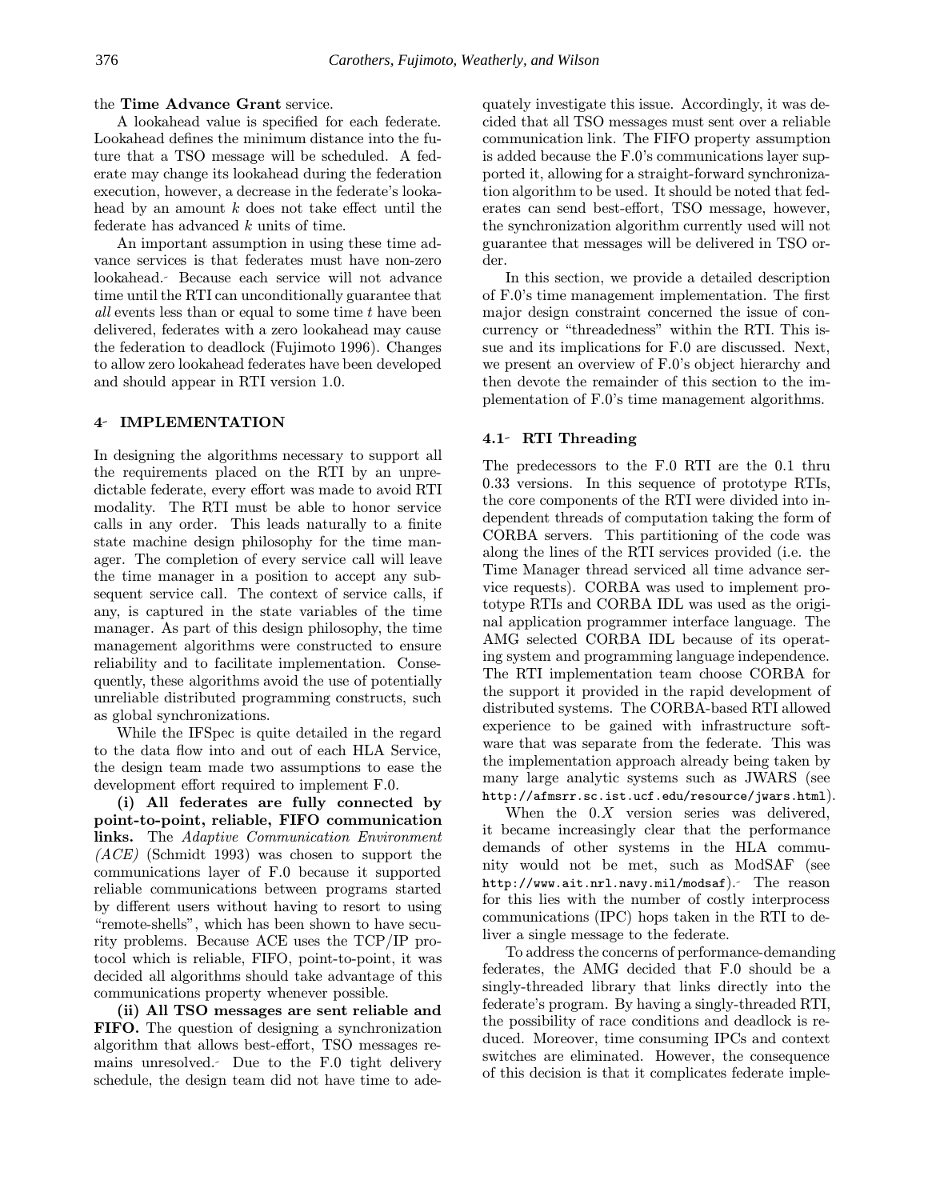the **Time Advance Grant** service.

A lookahead value is specified for each federate. Lookahead defines the minimum distance into the future that a TSO message will be scheduled. A federate may change its lookahead during the federation execution, however, a decrease in the federate's lookahead by an amount $k$ does not take effect until the federate has advanced $k$ units of time.

An important assumption in using these time advance services is that federates must have non-zero lookahead. Because each service will not advance time until the RTI can unconditionally guarantee that *all* events less than or equal to some time $t$ have been delivered, federates with a zero lookahead may cause the federation to deadlock (Fujimoto 1996). Changes to allow zero lookahead federates have been developed and should appear in RTI version 1.0.

## 4 IMPLEMENTATION

In designing the algorithms necessary to support all the requirements placed on the RTI by an unpredictable federate, every effort was made to avoid RTI modality. The RTI must be able to honor service calls in any order. This leads naturally to a finite state machine design philosophy for the time manager. The completion of every service call will leave the time manager in a position to accept any subsequent service call. The context of service calls, if any, is captured in the state variables of the time manager. As part of this design philosophy, the time management algorithms were constructed to ensure reliability and to facilitate implementation. Consequently, these algorithms avoid the use of potentially unreliable distributed programming constructs, such as global synchronizations.

While the IFSpec is quite detailed in the regard to the data flow into and out of each HLA Service, the design team made two assumptions to ease the development effort required to implement F.0.

**(i) All federates are fully connected by point-to-point, reliable, FIFO communication links.** The *Adaptive Communication Environment (ACE)* (Schmidt 1993) was chosen to support the communications layer of F.0 because it supported reliable communications between programs started by different users without having to resort to using "remote-shells", which has been shown to have security problems. Because ACE uses the TCP/IP protocol which is reliable, FIFO, point-to-point, it was decided all algorithms should take advantage of this communications property whenever possible.

**(ii) All TSO messages are sent reliable and FIFO.** The question of designing a synchronization algorithm that allows best-effort, TSO messages remains unresolved. Due to the F.0 tight delivery schedule, the design team did not have time to adequately investigate this issue. Accordingly, it was decided that all TSO messages must sent over a reliable communication link. The FIFO property assumption is added because the F.0's communications layer supported it, allowing for a straight-forward synchronization algorithm to be used. It should be noted that federates can send best-effort, TSO message, however, the synchronization algorithm currently used will not guarantee that messages will be delivered in TSO order.

In this section, we provide a detailed description of F.0's time management implementation. The first major design constraint concerned the issue of concurrency or "threadedness" within the RTI. This issue and its implications for F.0 are discussed. Next, we present an overview of F.0's object hierarchy and then devote the remainder of this section to the implementation of F.0's time management algorithms.

### 4.1 RTI Threading

The predecessors to the F.0 RTI are the 0.1 thru 0.33 versions. In this sequence of prototype RTIs, the core components of the RTI were divided into independent threads of computation taking the form of CORBA servers. This partitioning of the code was along the lines of the RTI services provided (i.e. the Time Manager thread serviced all time advance service requests). CORBA was used to implement prototype RTIs and CORBA IDL was used as the original application programmer interface language. The AMG selected CORBA IDL because of its operating system and programming language independence. The RTI implementation team choose CORBA for the support it provided in the rapid development of distributed systems. The CORBA-based RTI allowed experience to be gained with infrastructure software that was separate from the federate. This was the implementation approach already being taken by many large analytic systems such as JWARS (see `http://afmsrr.sc.ist.ucf.edu/resource/jwars.html`).

When the 0.$X$ version series was delivered, it became increasingly clear that the performance demands of other systems in the HLA community would not be met, such as ModSAF (see `http://www.ait.nrl.navy.mil/modsaf`). The reason for this lies with the number of costly interprocess communications (IPC) hops taken in the RTI to deliver a single message to the federate.

To address the concerns of performance-demanding federates, the AMG decided that F.0 should be a singly-threaded library that links directly into the federate's program. By having a singly-threaded RTI, the possibility of race conditions and deadlock is reduced. Moreover, time consuming IPCs and context switches are eliminated. However, the consequence of this decision is that it complicates federate imple-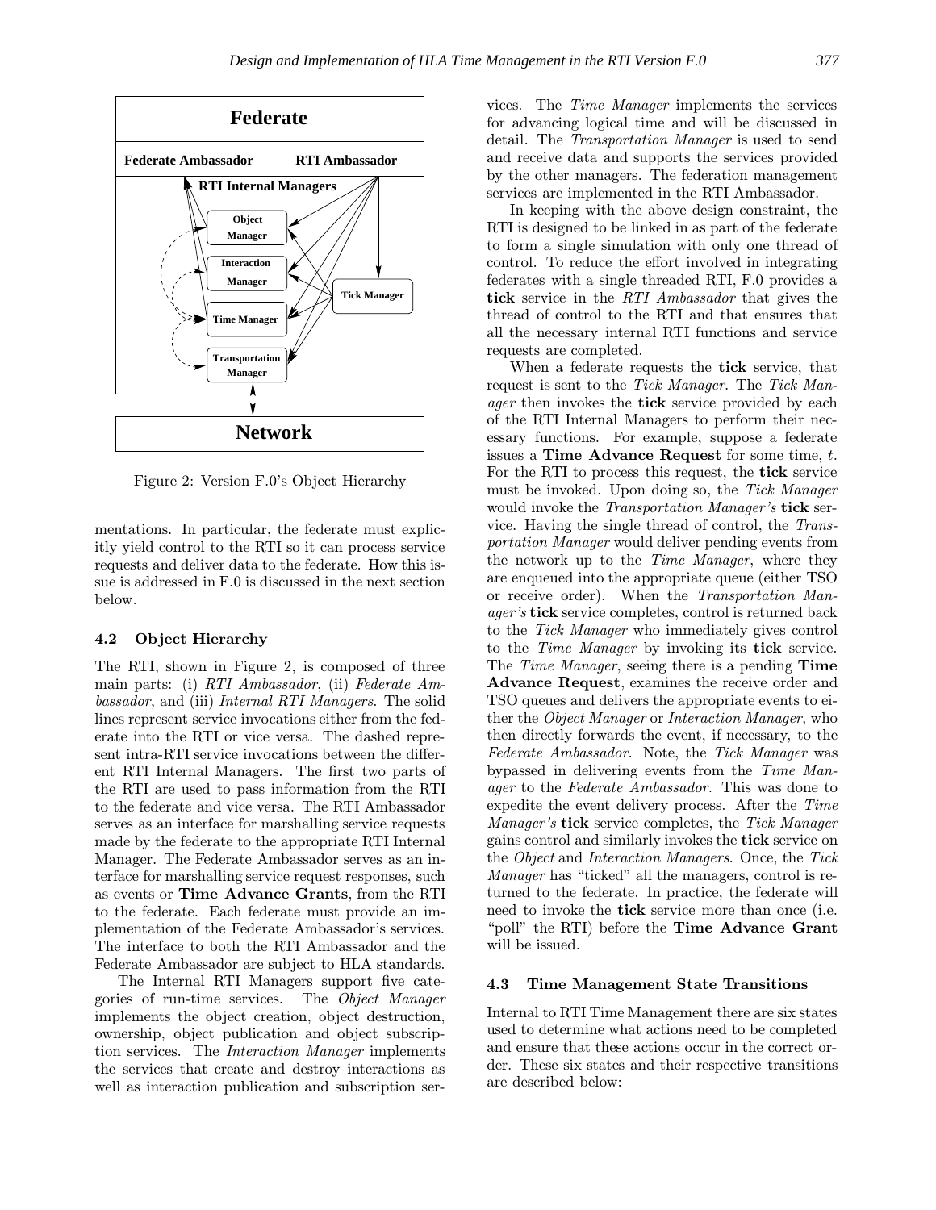Figure 2: Version F.0's Object Hierarchy

mentations. In particular, the federate must explicitly yield control to the RTI so it can process service requests and deliver data to the federate. How this issue is addressed in F.0 is discussed in the next section below.

### 4.2 Object Hierarchy

The RTI, shown in Figure 2, is composed of three main parts: (i) *RTI Ambassador*, (ii) *Federate Ambassador*, and (iii) *Internal RTI Managers*. The solid lines represent service invocations either from the federate into the RTI or vice versa. The dashed represent intra-RTI service invocations between the different RTI Internal Managers. The first two parts of the RTI are used to pass information from the RTI to the federate and vice versa. The RTI Ambassador serves as an interface for marshalling service requests made by the federate to the appropriate RTI Internal Manager. The Federate Ambassador serves as an interface for marshalling service request responses, such as events or **Time Advance Grants**, from the RTI to the federate. Each federate must provide an implementation of the Federate Ambassador's services. The interface to both the RTI Ambassador and the Federate Ambassador are subject to HLA standards.

The Internal RTI Managers support five categories of run-time services. The *Object Manager* implements the object creation, object destruction, ownership, object publication and object subscription services. The *Interaction Manager* implements the services that create and destroy interactions as well as interaction publication and subscription services. The *Time Manager* implements the services for advancing logical time and will be discussed in detail. The *Transportation Manager* is used to send and receive data and supports the services provided by the other managers. The federation management services are implemented in the RTI Ambassador.

In keeping with the above design constraint, the RTI is designed to be linked in as part of the federate to form a single simulation with only one thread of control. To reduce the effort involved in integrating federates with a single threaded RTI, F.0 provides a **tick** service in the *RTI Ambassador* that gives the thread of control to the RTI and that ensures that all the necessary internal RTI functions and service requests are completed.

When a federate requests the **tick** service, that request is sent to the *Tick Manager*. The *Tick Manager* then invokes the **tick** service provided by each of the RTI Internal Managers to perform their necessary functions. For example, suppose a federate issues a **Time Advance Request** for some time, $t$. For the RTI to process this request, the **tick** service must be invoked. Upon doing so, the *Tick Manager* would invoke the *Transportation Manager's* **tick** service. Having the single thread of control, the *Transportation Manager* would deliver pending events from the network up to the *Time Manager*, where they are enqueued into the appropriate queue (either TSO or receive order). When the *Transportation Manager's* **tick** service completes, control is returned back to the *Tick Manager* who immediately gives control to the *Time Manager* by invoking its **tick** service. The *Time Manager*, seeing there is a pending **Time Advance Request**, examines the receive order and TSO queues and delivers the appropriate events to either the *Object Manager* or *Interaction Manager*, who then directly forwards the event, if necessary, to the *Federate Ambassador*. Note, the *Tick Manager* was bypassed in delivering events from the *Time Manager* to the *Federate Ambassador*. This was done to expedite the event delivery process. After the *Time Manager's* **tick** service completes, the *Tick Manager* gains control and similarly invokes the **tick** service on the *Object* and *Interaction Managers*. Once, the *Tick Manager* has "ticked" all the managers, control is returned to the federate. In practice, the federate will need to invoke the **tick** service more than once (i.e. "poll" the RTI) before the **Time Advance Grant** will be issued.

### 4.3 Time Management State Transitions

Internal to RTI Time Management there are six states used to determine what actions need to be completed and ensure that these actions occur in the correct order. These six states and their respective transitions are described below: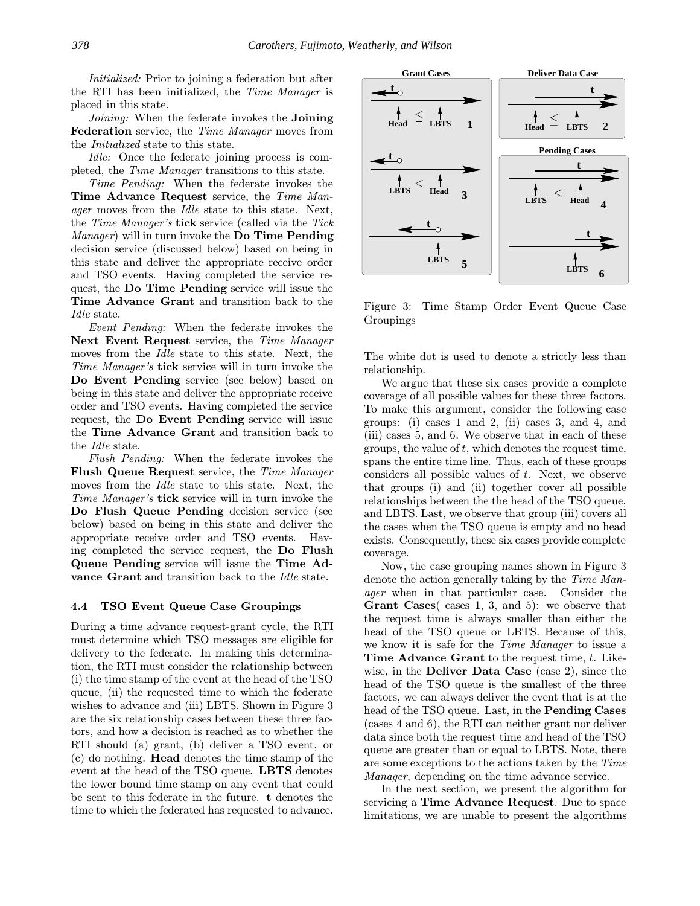*Initialized:* Prior to joining a federation but after the RTI has been initialized, the *Time Manager* is placed in this state.

*Joining:* When the federate invokes the **Joining Federation** service, the *Time Manager* moves from the *Initialized* state to this state.

*Idle:* Once the federate joining process is completed, the *Time Manager* transitions to this state.

*Time Pending:* When the federate invokes the **Time Advance Request** service, the *Time Manager* moves from the *Idle* state to this state. Next, the *Time Manager's* **tick** service (called via the *Tick Manager*) will in turn invoke the **Do Time Pending** decision service (discussed below) based on being in this state and deliver the appropriate receive order and TSO events. Having completed the service request, the **Do Time Pending** service will issue the **Time Advance Grant** and transition back to the *Idle* state.

*Event Pending:* When the federate invokes the **Next Event Request** service, the *Time Manager* moves from the *Idle* state to this state. Next, the *Time Manager's* **tick** service will in turn invoke the **Do Event Pending** service (see below) based on being in this state and deliver the appropriate receive order and TSO events. Having completed the service request, the **Do Event Pending** service will issue the **Time Advance Grant** and transition back to the *Idle* state.

*Flush Pending:* When the federate invokes the **Flush Queue Request** service, the *Time Manager* moves from the *Idle* state to this state. Next, the *Time Manager's* **tick** service will in turn invoke the **Do Flush Queue Pending** decision service (see below) based on being in this state and deliver the appropriate receive order and TSO events. Having completed the service request, the **Do Flush Queue Pending** service will issue the **Time Advance Grant** and transition back to the *Idle* state.

### 4.4 TSO Event Queue Case Groupings

During a time advance request-grant cycle, the RTI must determine which TSO messages are eligible for delivery to the federate. In making this determination, the RTI must consider the relationship between (i) the time stamp of the event at the head of the TSO queue, (ii) the requested time to which the federate wishes to advance and (iii) LBTS. Shown in Figure 3 are the six relationship cases between these three factors, and how a decision is reached as to whether the RTI should (a) grant, (b) deliver a TSO event, or (c) do nothing. **Head** denotes the time stamp of the event at the head of the TSO queue. **LBTS** denotes the lower bound time stamp on any event that could be sent to this federate in the future. **t** denotes the time to which the federated has requested to advance.

Figure 3: Time Stamp Order Event Queue Case Groupings

The white dot is used to denote a strictly less than relationship.

We argue that these six cases provide a complete coverage of all possible values for these three factors. To make this argument, consider the following case groups: (i) cases 1 and 2, (ii) cases 3, and 4, and (iii) cases 5, and 6. We observe that in each of these groups, the value of $t$, which denotes the request time, spans the entire time line. Thus, each of these groups considers all possible values of $t$. Next, we observe that groups (i) and (ii) together cover all possible relationships between the the head of the TSO queue, and LBTS. Last, we observe that group (iii) covers all the cases when the TSO queue is empty and no head exists. Consequently, these six cases provide complete coverage.

Now, the case grouping names shown in Figure 3 denote the action generally taking by the *Time Manager* when in that particular case. Consider the **Grant Cases**( cases 1, 3, and 5): we observe that the request time is always smaller than either the head of the TSO queue or LBTS. Because of this, we know it is safe for the *Time Manager* to issue a **Time Advance Grant** to the request time, $t$. Likewise, in the **Deliver Data Case** (case 2), since the head of the TSO queue is the smallest of the three factors, we can always deliver the event that is at the head of the TSO queue. Last, in the **Pending Cases** (cases 4 and 6), the RTI can neither grant nor deliver data since both the request time and head of the TSO queue are greater than or equal to LBTS. Note, there are some exceptions to the actions taken by the *Time Manager*, depending on the time advance service.

In the next section, we present the algorithm for servicing a **Time Advance Request**. Due to space limitations, we are unable to present the algorithms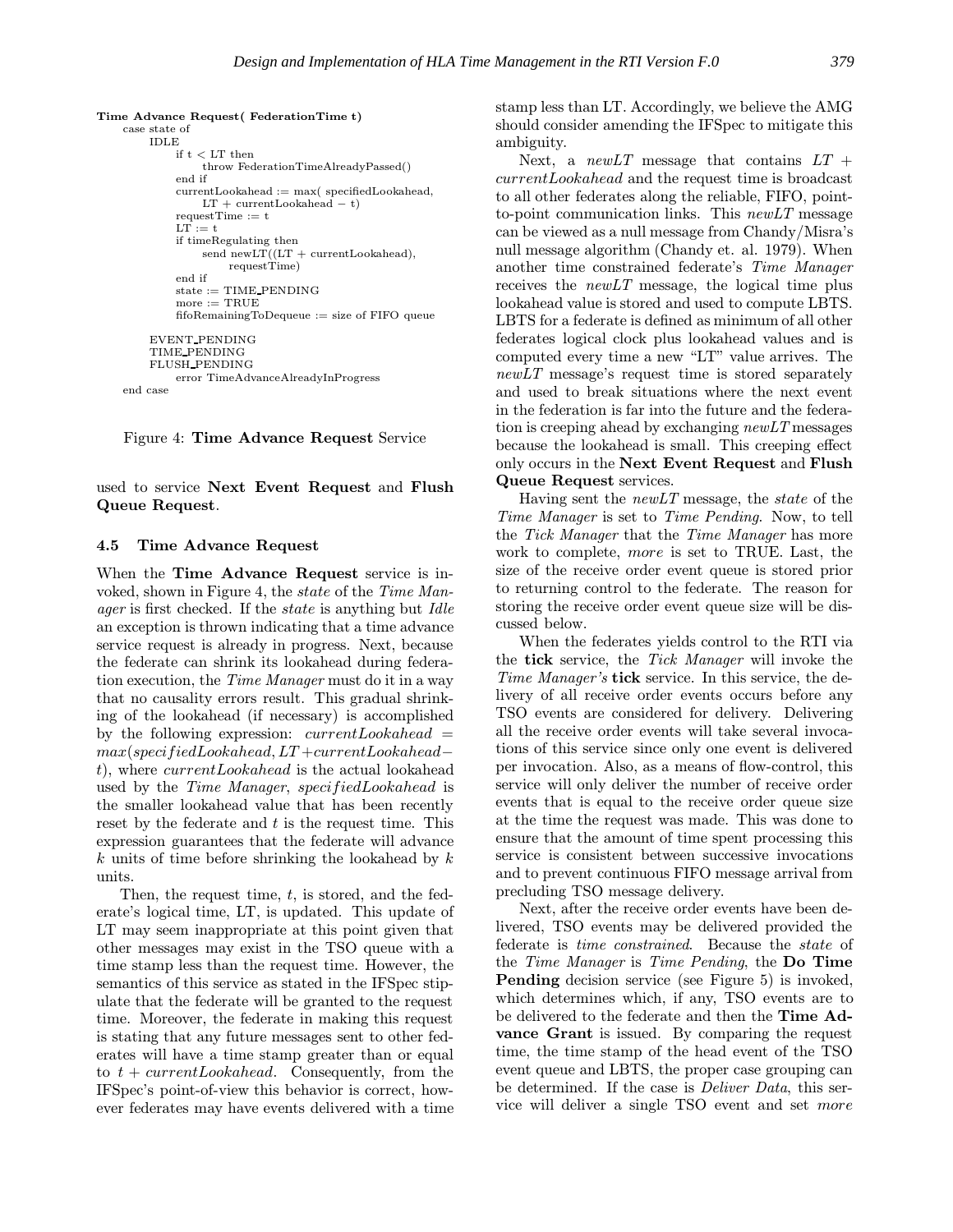```
Time Advance Request( FederationTime t)
    case state of
        IDLE
            if t < LT then
                throw FederationTimeAlreadyPassed()
            end if
            currentLookahead := max( specifiedLookahead,
                LT + currentLookahead − t)
            requestTime := t
            LT := t
            if timeRegulating then
                send newLT((LT + currentLookahead),
                    requestTime)
            end if
            state := TIME_PENDING
            more := TRUE
            fifoRemainingToDequeue := size of FIFO queue

        EVENT_PENDING
        TIME_PENDING
        FLUSH_PENDING
            error TimeAdvanceAlreadyInProgress
    end case
```

Figure 4: **Time Advance Request** Service

used to service **Next Event Request** and **Flush Queue Request**.

### 4.5 Time Advance Request

When the **Time Advance Request** service is invoked, shown in Figure 4, the *state* of the *Time Manager* is first checked. If the *state* is anything but *Idle* an exception is thrown indicating that a time advance service request is already in progress. Next, because the federate can shrink its lookahead during federation execution, the *Time Manager* must do it in a way that no causality errors result. This gradual shrinking of the lookahead (if necessary) is accomplished by the following expression: $currentLookahead = max(specifiedLookahead, LT+currentLookahead-t)$, where $currentLookahead$ is the actual lookahead used by the *Time Manager*, $specifiedLookahead$ is the smaller lookahead value that has been recently reset by the federate and $t$ is the request time. This expression guarantees that the federate will advance $k$ units of time before shrinking the lookahead by $k$ units.

Then, the request time, $t$, is stored, and the federate's logical time, LT, is updated. This update of LT may seem inappropriate at this point given that other messages may exist in the TSO queue with a time stamp less than the request time. However, the semantics of this service as stated in the IFSpec stipulate that the federate will be granted to the request time. Moreover, the federate in making this request is stating that any future messages sent to other federates will have a time stamp greater than or equal to $t + currentLookahead$. Consequently, from the IFSpec's point-of-view this behavior is correct, however federates may have events delivered with a time stamp less than LT. Accordingly, we believe the AMG should consider amending the IFSpec to mitigate this ambiguity.

Next, a *newLT* message that contains $LT + currentLookahead$ and the request time is broadcast to all other federates along the reliable, FIFO, point-to-point communication links. This *newLT* message can be viewed as a null message from Chandy/Misra's null message algorithm (Chandy et. al. 1979). When another time constrained federate's *Time Manager* receives the *newLT* message, the logical time plus lookahead value is stored and used to compute LBTS. LBTS for a federate is defined as minimum of all other federates logical clock plus lookahead values and is computed every time a new "LT" value arrives. The *newLT* message's request time is stored separately and used to break situations where the next event in the federation is far into the future and the federation is creeping ahead by exchanging *newLT* messages because the lookahead is small. This creeping effect only occurs in the **Next Event Request** and **Flush Queue Request** services.

Having sent the *newLT* message, the *state* of the *Time Manager* is set to *Time Pending*. Now, to tell the *Tick Manager* that the *Time Manager* has more work to complete, *more* is set to TRUE. Last, the size of the receive order event queue is stored prior to returning control to the federate. The reason for storing the receive order event queue size will be discussed below.

When the federates yields control to the RTI via the **tick** service, the *Tick Manager* will invoke the *Time Manager's* **tick** service. In this service, the delivery of all receive order events occurs before any TSO events are considered for delivery. Delivering all the receive order events will take several invocations of this service since only one event is delivered per invocation. Also, as a means of flow-control, this service will only deliver the number of receive order events that is equal to the receive order queue size at the time the request was made. This was done to ensure that the amount of time spent processing this service is consistent between successive invocations and to prevent continuous FIFO message arrival from precluding TSO message delivery.

Next, after the receive order events have been delivered, TSO events may be delivered provided the federate is *time constrained*. Because the *state* of the *Time Manager* is *Time Pending*, the **Do Time Pending** decision service (see Figure 5) is invoked, which determines which, if any, TSO events are to be delivered to the federate and then the **Time Advance Grant** is issued. By comparing the request time, the time stamp of the head event of the TSO event queue and LBTS, the proper case grouping can be determined. If the case is *Deliver Data*, this service will deliver a single TSO event and set *more*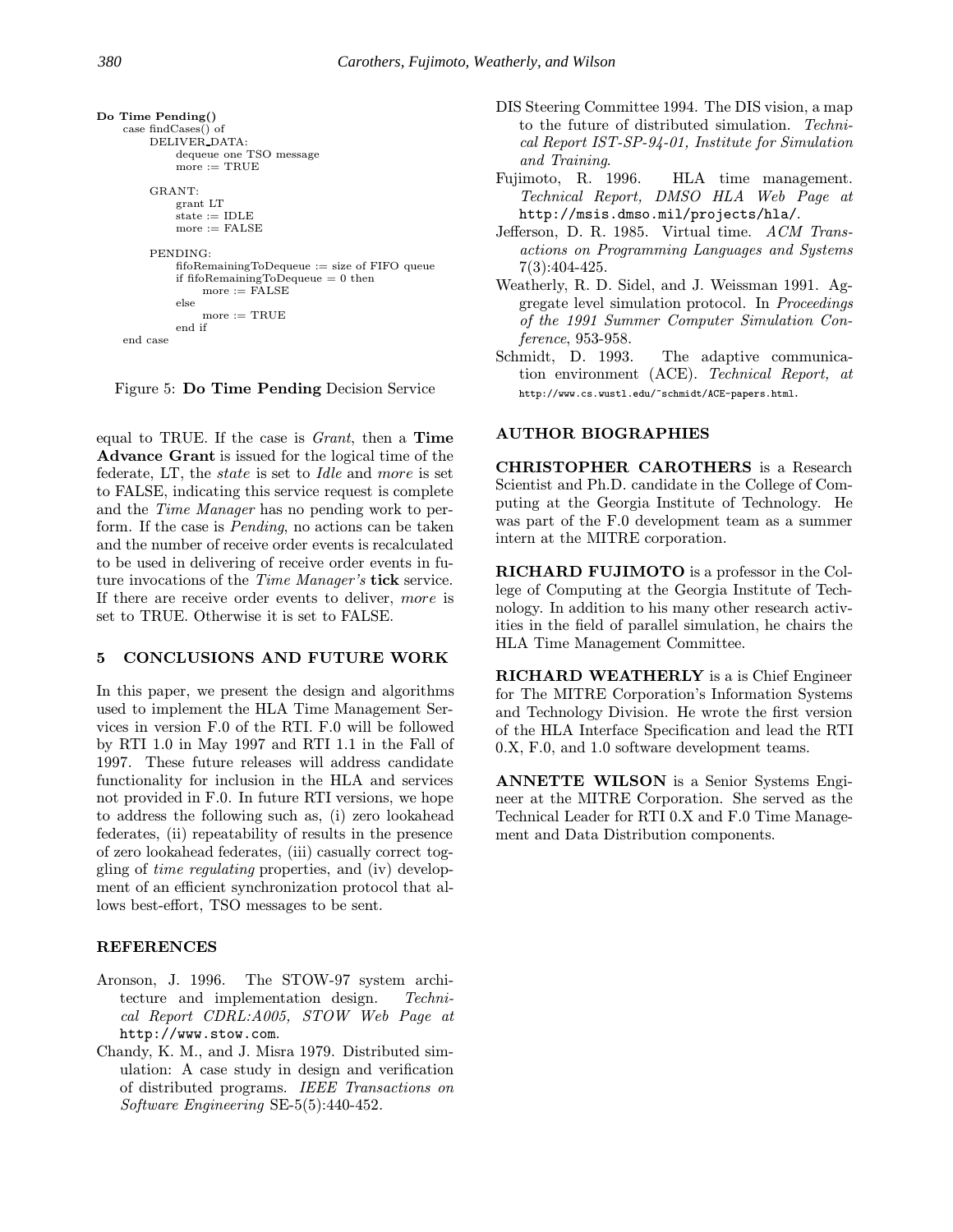```
Do Time Pending()
    case findCases() of
        DELIVER_DATA:
            dequeue one TSO message
            more := TRUE

        GRANT:
            grant LT
            state := IDLE
            more := FALSE

        PENDING:
            fifoRemainingToDequeue := size of FIFO queue
            if fifoRemainingToDequeue = 0 then
                more := FALSE
            else
                more := TRUE
            end if
    end case
```

Figure 5: **Do Time Pending** Decision Service

equal to TRUE. If the case is *Grant*, then a **Time Advance Grant** is issued for the logical time of the federate, LT, the *state* is set to *Idle* and *more* is set to FALSE, indicating this service request is complete and the *Time Manager* has no pending work to perform. If the case is *Pending*, no actions can be taken and the number of receive order events is recalculated to be used in delivering of receive order events in future invocations of the *Time Manager's* **tick** service. If there are receive order events to deliver, *more* is set to TRUE. Otherwise it is set to FALSE.

## 5 CONCLUSIONS AND FUTURE WORK

In this paper, we present the design and algorithms used to implement the HLA Time Management Services in version F.0 of the RTI. F.0 will be followed by RTI 1.0 in May 1997 and RTI 1.1 in the Fall of 1997. These future releases will address candidate functionality for inclusion in the HLA and services not provided in F.0. In future RTI versions, we hope to address the following such as, (i) zero lookahead federates, (ii) repeatability of results in the presence of zero lookahead federates, (iii) casually correct toggling of *time regulating* properties, and (iv) development of an efficient synchronization protocol that allows best-effort, TSO messages to be sent.

## REFERENCES

Aronson, J. 1996. The STOW-97 system architecture and implementation design. *Technical Report CDRL:A005, STOW Web Page at* http://www.stow.com.

Chandy, K. M., and J. Misra 1979. Distributed simulation: A case study in design and verification of distributed programs. *IEEE Transactions on Software Engineering* SE-5(5):440-452.

DIS Steering Committee 1994. The DIS vision, a map to the future of distributed simulation. *Technical Report IST-SP-94-01, Institute for Simulation and Training*.

Fujimoto, R. 1996. HLA time management. *Technical Report, DMSO HLA Web Page at* http://msis.dmso.mil/projects/hla/.

Jefferson, D. R. 1985. Virtual time. *ACM Transactions on Programming Languages and Systems* 7(3):404-425.

Weatherly, R. D. Sidel, and J. Weissman 1991. Aggregate level simulation protocol. In *Proceedings of the 1991 Summer Computer Simulation Conference*, 953-958.

Schmidt, D. 1993. The adaptive communication environment (ACE). *Technical Report, at* http://www.cs.wustl.edu/~schmidt/ACE-papers.html.

## AUTHOR BIOGRAPHIES

**CHRISTOPHER CAROTHERS** is a Research Scientist and Ph.D. candidate in the College of Computing at the Georgia Institute of Technology. He was part of the F.0 development team as a summer intern at the MITRE corporation.

**RICHARD FUJIMOTO** is a professor in the College of Computing at the Georgia Institute of Technology. In addition to his many other research activities in the field of parallel simulation, he chairs the HLA Time Management Committee.

**RICHARD WEATHERLY** is a is Chief Engineer for The MITRE Corporation's Information Systems and Technology Division. He wrote the first version of the HLA Interface Specification and lead the RTI 0.X, F.0, and 1.0 software development teams.

**ANNETTE WILSON** is a Senior Systems Engineer at the MITRE Corporation. She served as the Technical Leader for RTI 0.X and F.0 Time Management and Data Distribution components.